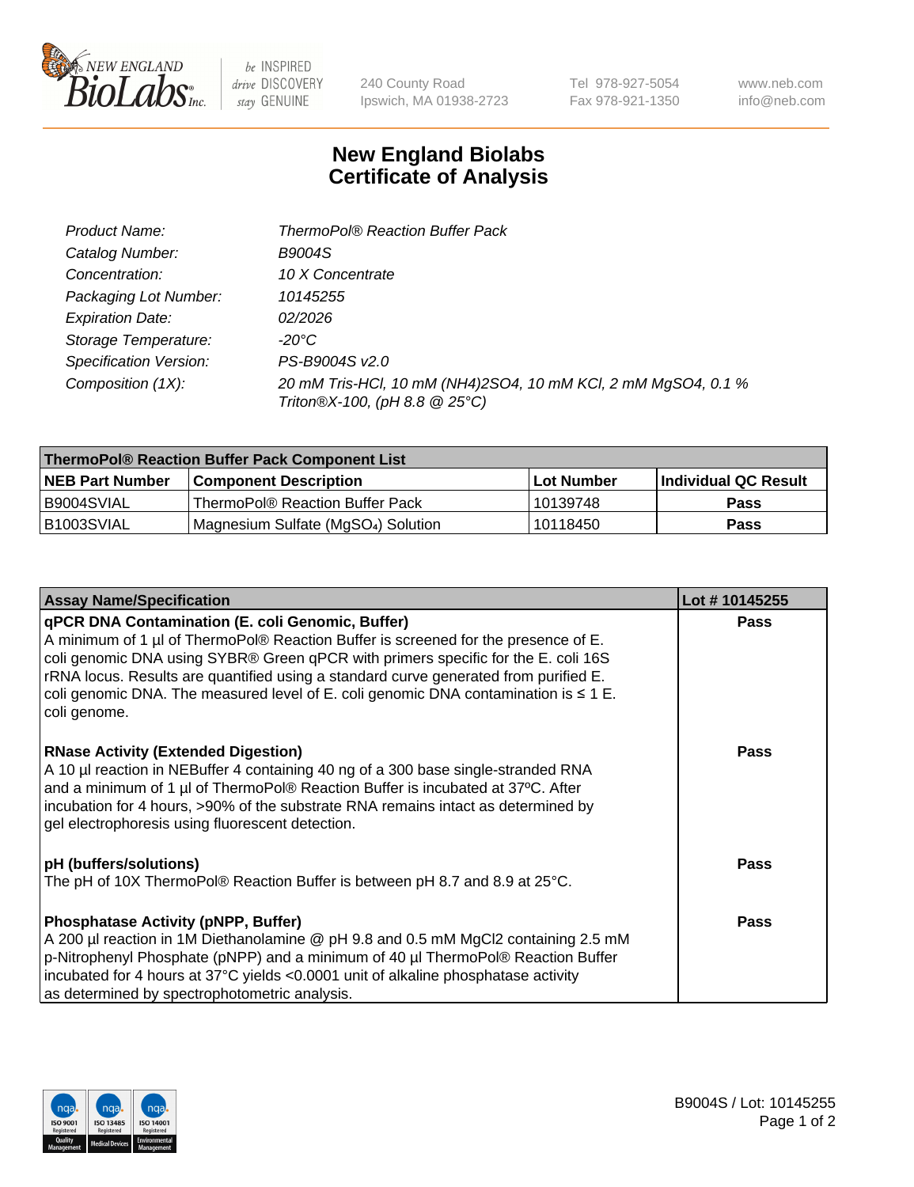New England BioLabs Inc. — be INSPIRED, drive DISCOVERY, stay GENUINE

240 County Road
Ipswich, MA 01938-2723

Tel 978-927-5054
Fax 978-921-1350

www.neb.com
info@neb.com

# New England Biolabs Certificate of Analysis

| | |
|---|---|
| *Product Name:* | *ThermoPol® Reaction Buffer Pack* |
| *Catalog Number:* | *B9004S* |
| *Concentration:* | *10 X Concentrate* |
| *Packaging Lot Number:* | *10145255* |
| *Expiration Date:* | *02/2026* |
| *Storage Temperature:* | *-20°C* |
| *Specification Version:* | *PS-B9004S v2.0* |
| *Composition (1X):* | *20 mM Tris-HCl, 10 mM (NH4)2SO4, 10 mM KCl, 2 mM MgSO4, 0.1 % Triton®X-100, (pH 8.8 @ 25°C)* |

| ThermoPol® Reaction Buffer Pack Component List | | | |
|---|---|---|---|
| **NEB Part Number** | **Component Description** | **Lot Number** | **Individual QC Result** |
| B9004SVIAL | ThermoPol® Reaction Buffer Pack | 10139748 | **Pass** |
| B1003SVIAL | Magnesium Sulfate ($MgSO_4$) Solution | 10118450 | **Pass** |

| Assay Name/Specification | Lot # 10145255 |
|---|---|
| **qPCR DNA Contamination (E. coli Genomic, Buffer)**<br>A minimum of 1 µl of ThermoPol® Reaction Buffer is screened for the presence of E. coli genomic DNA using SYBR® Green qPCR with primers specific for the E. coli 16S rRNA locus. Results are quantified using a standard curve generated from purified E. coli genomic DNA. The measured level of E. coli genomic DNA contamination is ≤ 1 E. coli genome. | **Pass** |
| **RNase Activity (Extended Digestion)**<br>A 10 µl reaction in NEBuffer 4 containing 40 ng of a 300 base single-stranded RNA and a minimum of 1 µl of ThermoPol® Reaction Buffer is incubated at 37ºC. After incubation for 4 hours, >90% of the substrate RNA remains intact as determined by gel electrophoresis using fluorescent detection. | **Pass** |
| **pH (buffers/solutions)**<br>The pH of 10X ThermoPol® Reaction Buffer is between pH 8.7 and 8.9 at 25°C. | **Pass** |
| **Phosphatase Activity (pNPP, Buffer)**<br>A 200 µl reaction in 1M Diethanolamine @ pH 9.8 and 0.5 mM MgCl2 containing 2.5 mM p-Nitrophenyl Phosphate (pNPP) and a minimum of 40 µl ThermoPol® Reaction Buffer incubated for 4 hours at 37°C yields <0.0001 unit of alkaline phosphatase activity as determined by spectrophotometric analysis. | **Pass** |

B9004S / Lot: 10145255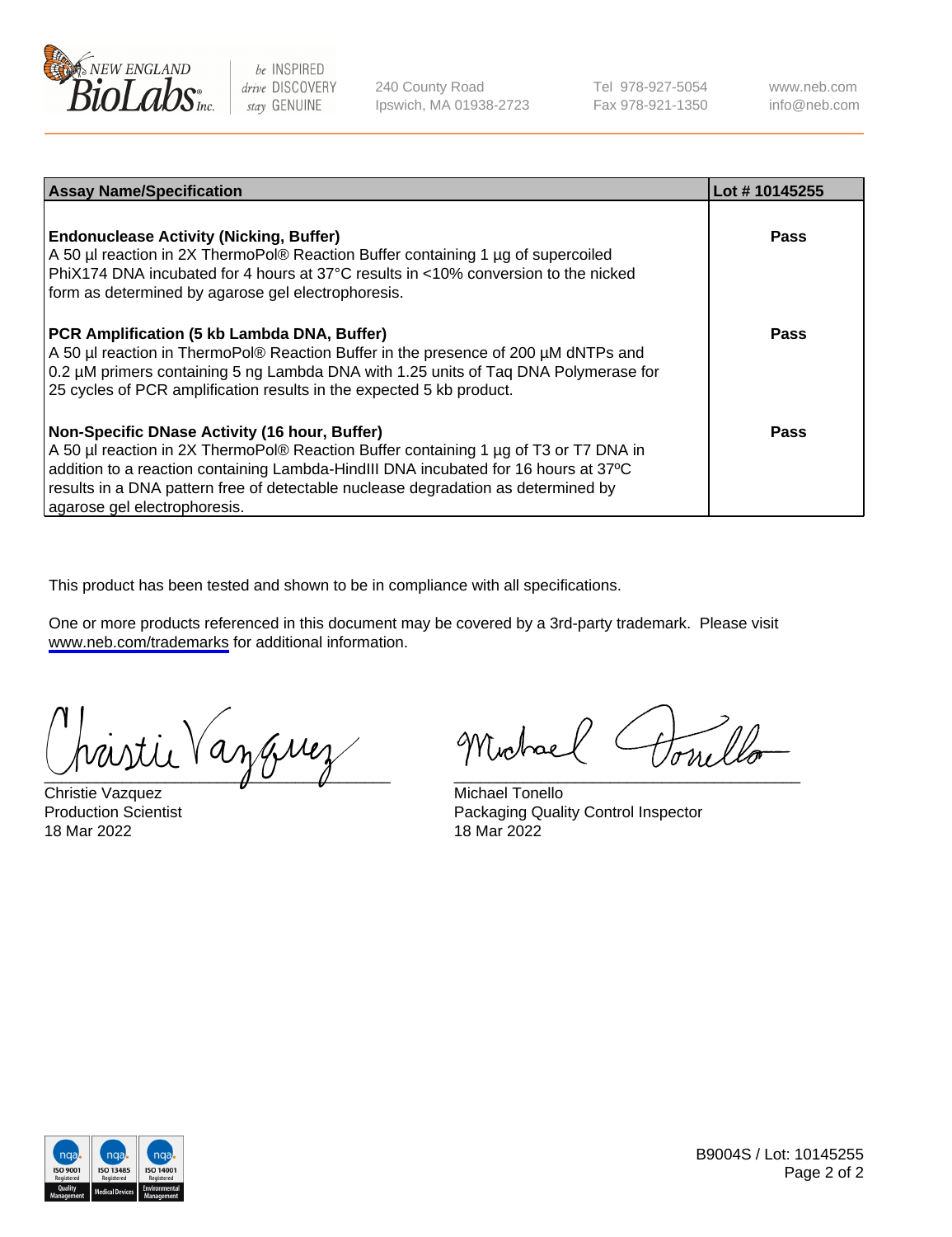New England BioLabs Inc. — be INSPIRED drive DISCOVERY stay GENUINE

240 County Road
Ipswich, MA 01938-2723

Tel 978-927-5054
Fax 978-921-1350

www.neb.com
info@neb.com

| Assay Name/Specification | Lot # 10145255 |
| --- | --- |
| **Endonuclease Activity (Nicking, Buffer)**<br>A 50 µl reaction in 2X ThermoPol® Reaction Buffer containing 1 µg of supercoiled PhiX174 DNA incubated for 4 hours at 37°C results in <10% conversion to the nicked form as determined by agarose gel electrophoresis. | **Pass** |
| **PCR Amplification (5 kb Lambda DNA, Buffer)**<br>A 50 µl reaction in ThermoPol® Reaction Buffer in the presence of 200 µM dNTPs and 0.2 µM primers containing 5 ng Lambda DNA with 1.25 units of Taq DNA Polymerase for 25 cycles of PCR amplification results in the expected 5 kb product. | **Pass** |
| **Non-Specific DNase Activity (16 hour, Buffer)**<br>A 50 µl reaction in 2X ThermoPol® Reaction Buffer containing 1 µg of T3 or T7 DNA in addition to a reaction containing Lambda-HindIII DNA incubated for 16 hours at 37ºC results in a DNA pattern free of detectable nuclease degradation as determined by agarose gel electrophoresis. | **Pass** |

This product has been tested and shown to be in compliance with all specifications.

One or more products referenced in this document may be covered by a 3rd-party trademark. Please visit www.neb.com/trademarks for additional information.

Christie Vazquez
Production Scientist
18 Mar 2022

Michael Tonello
Packaging Quality Control Inspector
18 Mar 2022

B9004S / Lot: 10145255